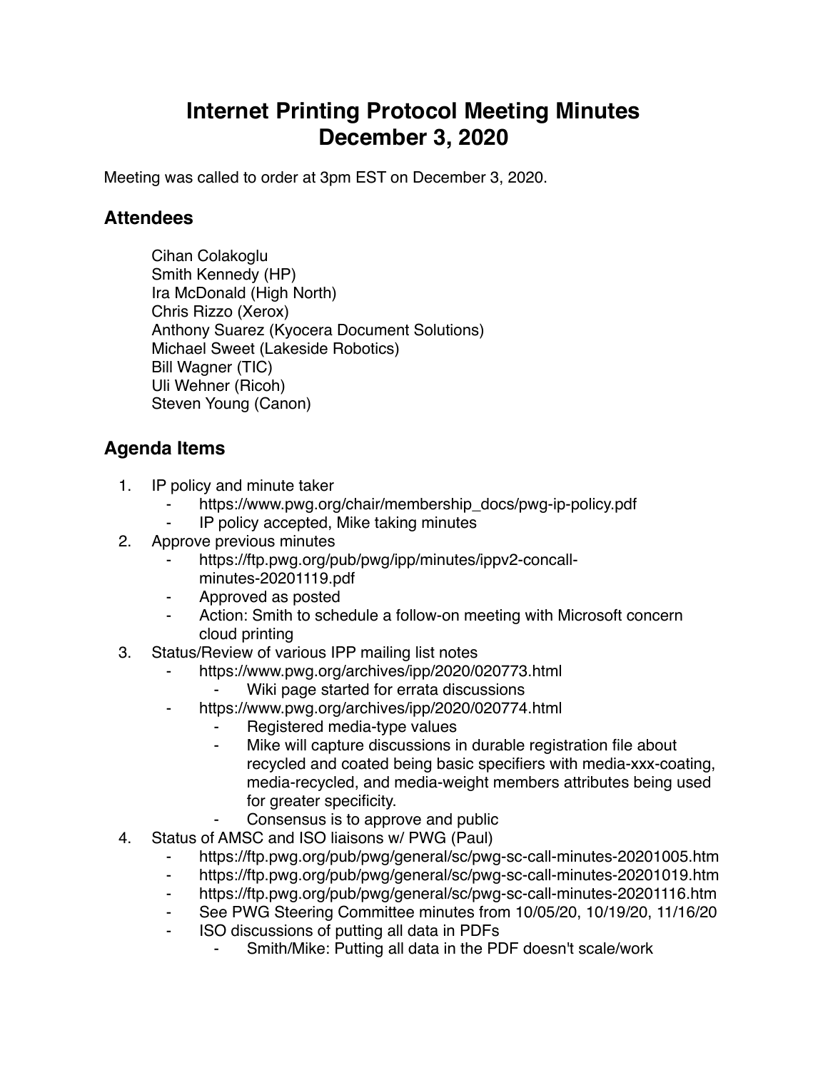# Internet Printing Protocol Meeting Minutes
# December 3, 2020

Meeting was called to order at 3pm EST on December 3, 2020.

## Attendees

Cihan Colakoglu
Smith Kennedy (HP)
Ira McDonald (High North)
Chris Rizzo (Xerox)
Anthony Suarez (Kyocera Document Solutions)
Michael Sweet (Lakeside Robotics)
Bill Wagner (TIC)
Uli Wehner (Ricoh)
Steven Young (Canon)

## Agenda Items

1. IP policy and minute taker
    - https://www.pwg.org/chair/membership_docs/pwg-ip-policy.pdf
    - IP policy accepted, Mike taking minutes
2. Approve previous minutes
    - https://ftp.pwg.org/pub/pwg/ipp/minutes/ippv2-concall-minutes-20201119.pdf
    - Approved as posted
    - Action: Smith to schedule a follow-on meeting with Microsoft concern cloud printing
3. Status/Review of various IPP mailing list notes
    - https://www.pwg.org/archives/ipp/2020/020773.html
        - Wiki page started for errata discussions
    - https://www.pwg.org/archives/ipp/2020/020774.html
        - Registered media-type values
        - Mike will capture discussions in durable registration file about recycled and coated being basic specifiers with media-xxx-coating, media-recycled, and media-weight members attributes being used for greater specificity.
        - Consensus is to approve and public
4. Status of AMSC and ISO liaisons w/ PWG (Paul)
    - https://ftp.pwg.org/pub/pwg/general/sc/pwg-sc-call-minutes-20201005.htm
    - https://ftp.pwg.org/pub/pwg/general/sc/pwg-sc-call-minutes-20201019.htm
    - https://ftp.pwg.org/pub/pwg/general/sc/pwg-sc-call-minutes-20201116.htm
    - See PWG Steering Committee minutes from 10/05/20, 10/19/20, 11/16/20
    - ISO discussions of putting all data in PDFs
        - Smith/Mike: Putting all data in the PDF doesn't scale/work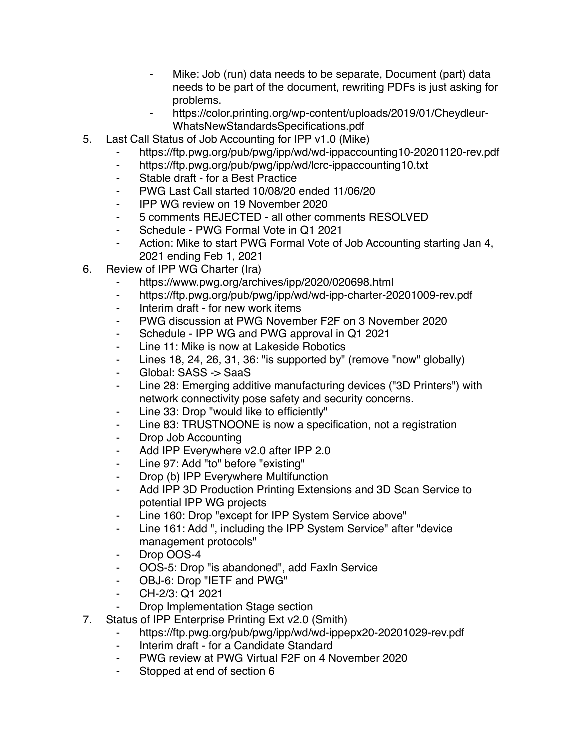- Mike: Job (run) data needs to be separate, Document (part) data needs to be part of the document, rewriting PDFs is just asking for problems.
    - https://color.printing.org/wp-content/uploads/2019/01/Cheydleur-WhatsNewStandardsSpecifications.pdf

5. Last Call Status of Job Accounting for IPP v1.0 (Mike)
    - https://ftp.pwg.org/pub/pwg/ipp/wd/wd-ippaccounting10-20201120-rev.pdf
    - https://ftp.pwg.org/pub/pwg/ipp/wd/lcrc-ippaccounting10.txt
    - Stable draft - for a Best Practice
    - PWG Last Call started 10/08/20 ended 11/06/20
    - IPP WG review on 19 November 2020
    - 5 comments REJECTED - all other comments RESOLVED
    - Schedule - PWG Formal Vote in Q1 2021
    - Action: Mike to start PWG Formal Vote of Job Accounting starting Jan 4, 2021 ending Feb 1, 2021
6. Review of IPP WG Charter (Ira)
    - https://www.pwg.org/archives/ipp/2020/020698.html
    - https://ftp.pwg.org/pub/pwg/ipp/wd/wd-ipp-charter-20201009-rev.pdf
    - Interim draft - for new work items
    - PWG discussion at PWG November F2F on 3 November 2020
    - Schedule - IPP WG and PWG approval in Q1 2021
    - Line 11: Mike is now at Lakeside Robotics
    - Lines 18, 24, 26, 31, 36: "is supported by" (remove "now" globally)
    - Global: SASS -> SaaS
    - Line 28: Emerging additive manufacturing devices ("3D Printers") with network connectivity pose safety and security concerns.
    - Line 33: Drop "would like to efficiently"
    - Line 83: TRUSTNOONE is now a specification, not a registration
    - Drop Job Accounting
    - Add IPP Everywhere v2.0 after IPP 2.0
    - Line 97: Add "to" before "existing"
    - Drop (b) IPP Everywhere Multifunction
    - Add IPP 3D Production Printing Extensions and 3D Scan Service to potential IPP WG projects
    - Line 160: Drop "except for IPP System Service above"
    - Line 161: Add ", including the IPP System Service" after "device management protocols"
    - Drop OOS-4
    - OOS-5: Drop "is abandoned", add FaxIn Service
    - OBJ-6: Drop "IETF and PWG"
    - CH-2/3: Q1 2021
    - Drop Implementation Stage section
7. Status of IPP Enterprise Printing Ext v2.0 (Smith)
    - https://ftp.pwg.org/pub/pwg/ipp/wd/wd-ippepx20-20201029-rev.pdf
    - Interim draft - for a Candidate Standard
    - PWG review at PWG Virtual F2F on 4 November 2020
    - Stopped at end of section 6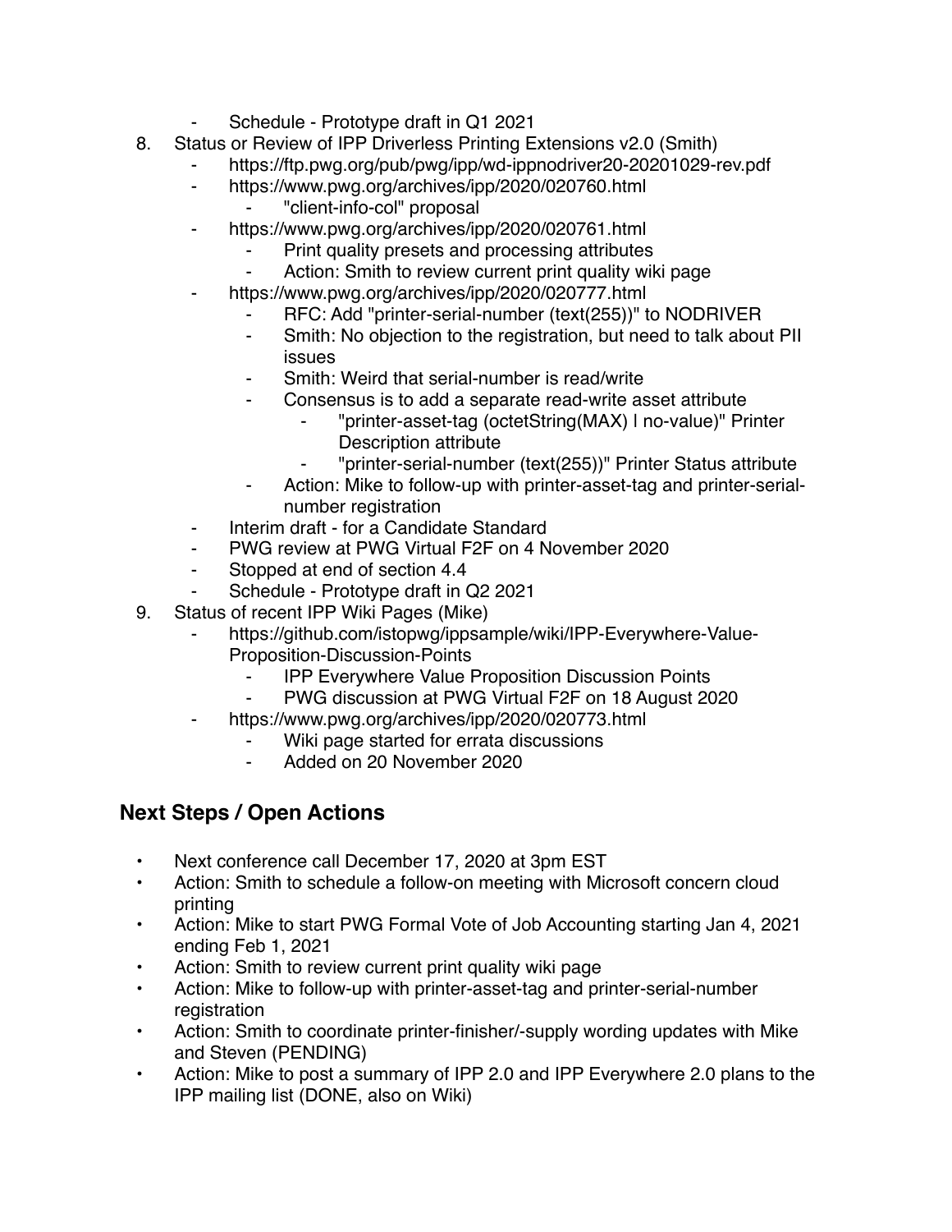- Schedule - Prototype draft in Q1 2021

8. Status or Review of IPP Driverless Printing Extensions v2.0 (Smith)
    - https://ftp.pwg.org/pub/pwg/ipp/wd-ippnodriver20-20201029-rev.pdf
    - https://www.pwg.org/archives/ipp/2020/020760.html
        - "client-info-col" proposal
    - https://www.pwg.org/archives/ipp/2020/020761.html
        - Print quality presets and processing attributes
        - Action: Smith to review current print quality wiki page
    - https://www.pwg.org/archives/ipp/2020/020777.html
        - RFC: Add "printer-serial-number (text(255))" to NODRIVER
        - Smith: No objection to the registration, but need to talk about PII issues
        - Smith: Weird that serial-number is read/write
        - Consensus is to add a separate read-write asset attribute
            - "printer-asset-tag (octetString(MAX) | no-value)" Printer Description attribute
            - "printer-serial-number (text(255))" Printer Status attribute
        - Action: Mike to follow-up with printer-asset-tag and printer-serial-number registration
    - Interim draft - for a Candidate Standard
    - PWG review at PWG Virtual F2F on 4 November 2020
    - Stopped at end of section 4.4
    - Schedule - Prototype draft in Q2 2021
9. Status of recent IPP Wiki Pages (Mike)
    - https://github.com/istopwg/ippsample/wiki/IPP-Everywhere-Value-Proposition-Discussion-Points
        - IPP Everywhere Value Proposition Discussion Points
        - PWG discussion at PWG Virtual F2F on 18 August 2020
    - https://www.pwg.org/archives/ipp/2020/020773.html
        - Wiki page started for errata discussions
        - Added on 20 November 2020

## Next Steps / Open Actions

- Next conference call December 17, 2020 at 3pm EST
- Action: Smith to schedule a follow-on meeting with Microsoft concern cloud printing
- Action: Mike to start PWG Formal Vote of Job Accounting starting Jan 4, 2021 ending Feb 1, 2021
- Action: Smith to review current print quality wiki page
- Action: Mike to follow-up with printer-asset-tag and printer-serial-number registration
- Action: Smith to coordinate printer-finisher/-supply wording updates with Mike and Steven (PENDING)
- Action: Mike to post a summary of IPP 2.0 and IPP Everywhere 2.0 plans to the IPP mailing list (DONE, also on Wiki)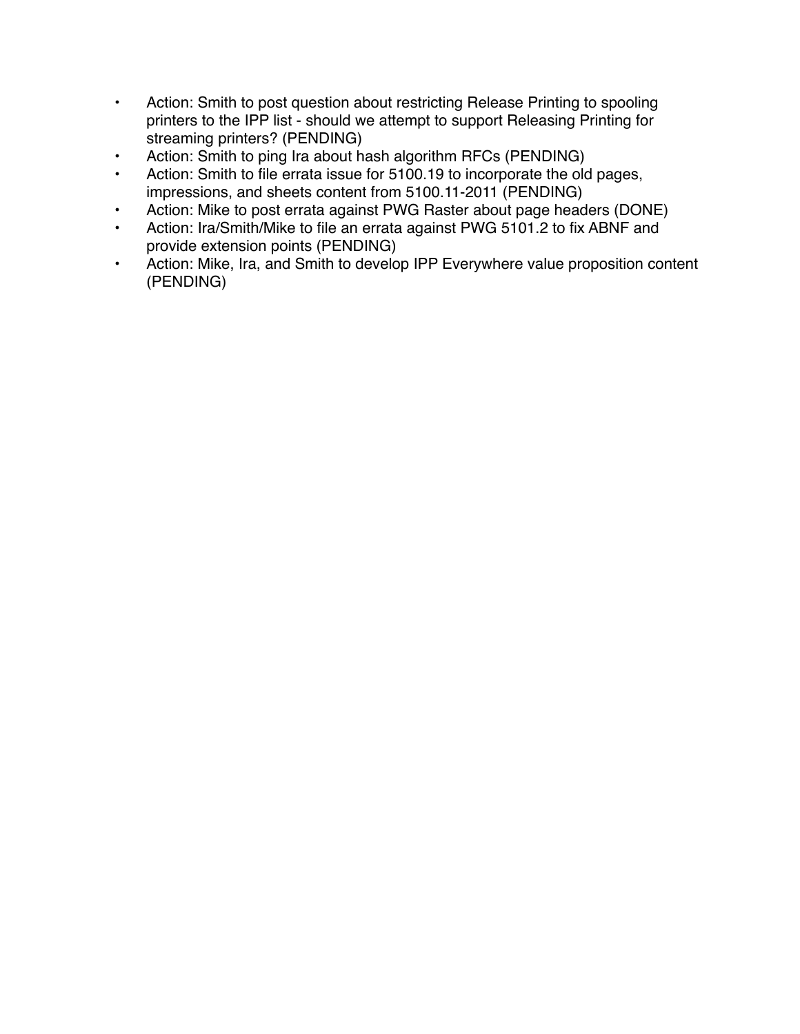- Action: Smith to post question about restricting Release Printing to spooling printers to the IPP list - should we attempt to support Releasing Printing for streaming printers? (PENDING)
- Action: Smith to ping Ira about hash algorithm RFCs (PENDING)
- Action: Smith to file errata issue for 5100.19 to incorporate the old pages, impressions, and sheets content from 5100.11-2011 (PENDING)
- Action: Mike to post errata against PWG Raster about page headers (DONE)
- Action: Ira/Smith/Mike to file an errata against PWG 5101.2 to fix ABNF and provide extension points (PENDING)
- Action: Mike, Ira, and Smith to develop IPP Everywhere value proposition content (PENDING)